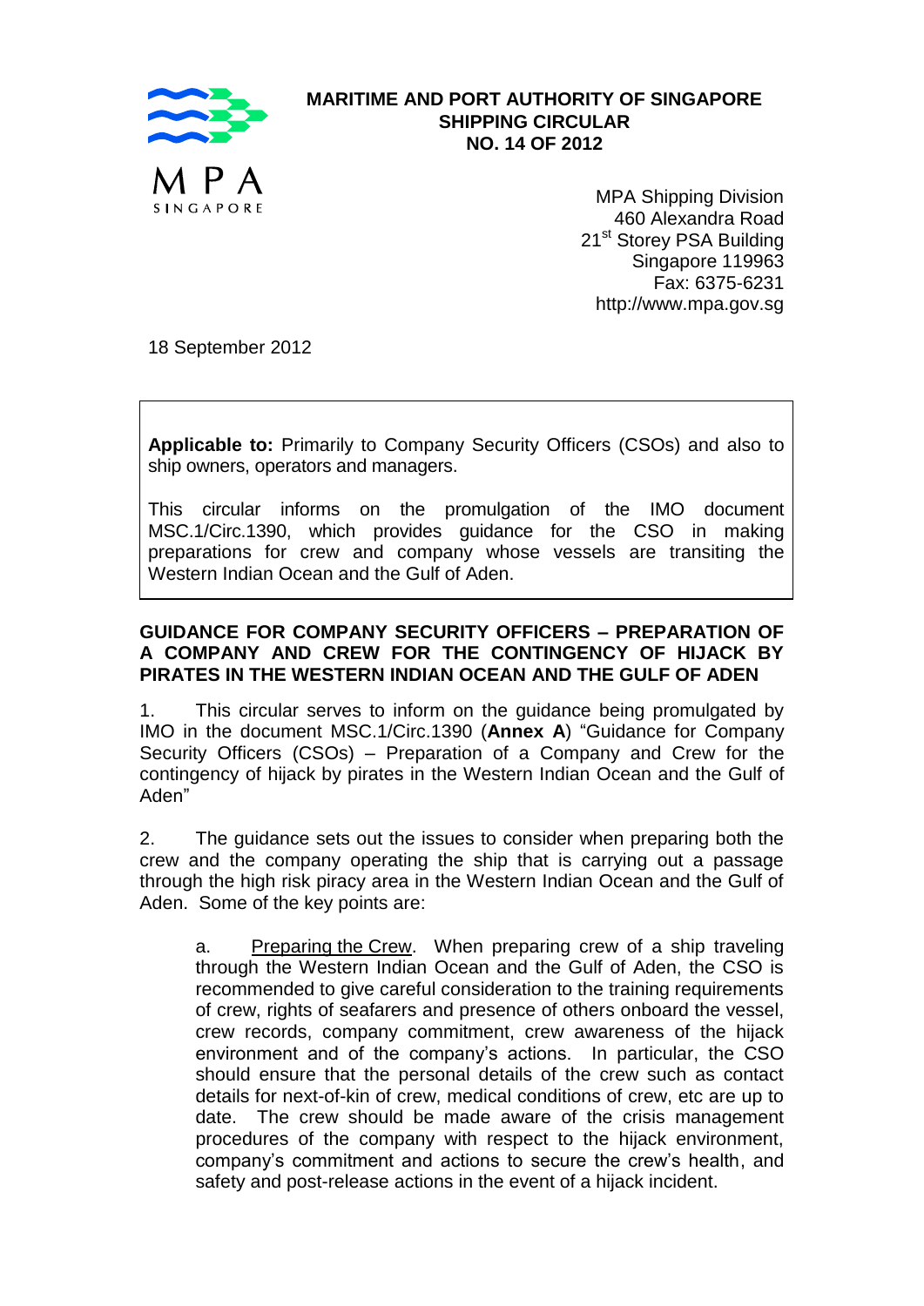MPA SINGAPORE

**MARITIME AND PORT AUTHORITY OF SINGAPORE**
**SHIPPING CIRCULAR**
**NO. 14 OF 2012**

MPA Shipping Division
460 Alexandra Road
21st Storey PSA Building
Singapore 119963
Fax: 6375-6231
http://www.mpa.gov.sg

18 September 2012

> **Applicable to:** Primarily to Company Security Officers (CSOs) and also to ship owners, operators and managers.
>
> This circular informs on the promulgation of the IMO document MSC.1/Circ.1390, which provides guidance for the CSO in making preparations for crew and company whose vessels are transiting the Western Indian Ocean and the Gulf of Aden.

**GUIDANCE FOR COMPANY SECURITY OFFICERS – PREPARATION OF A COMPANY AND CREW FOR THE CONTINGENCY OF HIJACK BY PIRATES IN THE WESTERN INDIAN OCEAN AND THE GULF OF ADEN**

1. This circular serves to inform on the guidance being promulgated by IMO in the document MSC.1/Circ.1390 (**Annex A**) "Guidance for Company Security Officers (CSOs) – Preparation of a Company and Crew for the contingency of hijack by pirates in the Western Indian Ocean and the Gulf of Aden"

2. The guidance sets out the issues to consider when preparing both the crew and the company operating the ship that is carrying out a passage through the high risk piracy area in the Western Indian Ocean and the Gulf of Aden. Some of the key points are:

   a. Preparing the Crew. When preparing crew of a ship traveling through the Western Indian Ocean and the Gulf of Aden, the CSO is recommended to give careful consideration to the training requirements of crew, rights of seafarers and presence of others onboard the vessel, crew records, company commitment, crew awareness of the hijack environment and of the company's actions. In particular, the CSO should ensure that the personal details of the crew such as contact details for next-of-kin of crew, medical conditions of crew, etc are up to date. The crew should be made aware of the crisis management procedures of the company with respect to the hijack environment, company's commitment and actions to secure the crew's health, and safety and post-release actions in the event of a hijack incident.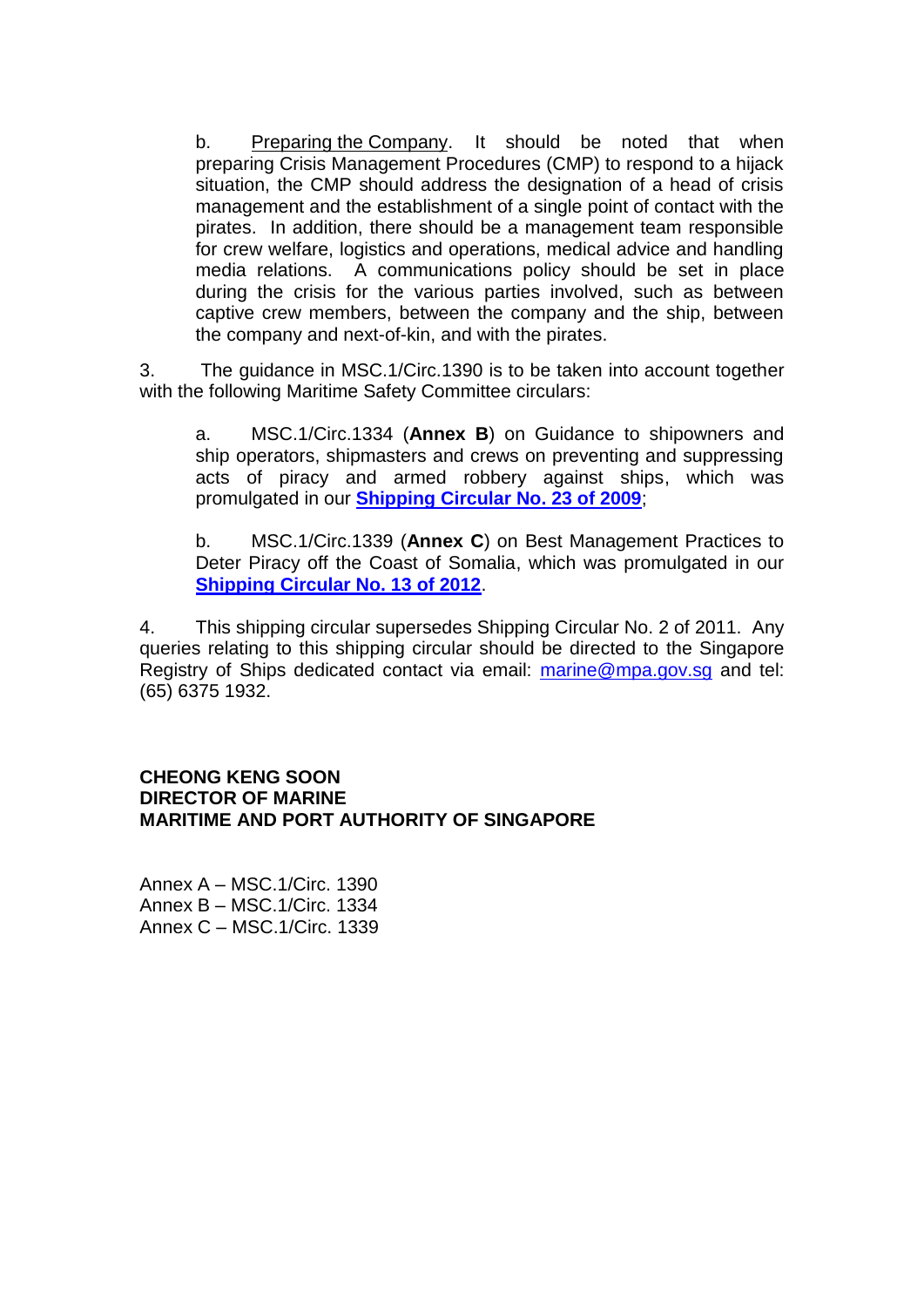b. Preparing the Company. It should be noted that when preparing Crisis Management Procedures (CMP) to respond to a hijack situation, the CMP should address the designation of a head of crisis management and the establishment of a single point of contact with the pirates. In addition, there should be a management team responsible for crew welfare, logistics and operations, medical advice and handling media relations. A communications policy should be set in place during the crisis for the various parties involved, such as between captive crew members, between the company and the ship, between the company and next-of-kin, and with the pirates.

3. The guidance in MSC.1/Circ.1390 is to be taken into account together with the following Maritime Safety Committee circulars:

a. MSC.1/Circ.1334 (**Annex B**) on Guidance to shipowners and ship operators, shipmasters and crews on preventing and suppressing acts of piracy and armed robbery against ships, which was promulgated in our **Shipping Circular No. 23 of 2009**;

b. MSC.1/Circ.1339 (**Annex C**) on Best Management Practices to Deter Piracy off the Coast of Somalia, which was promulgated in our **Shipping Circular No. 13 of 2012**.

4. This shipping circular supersedes Shipping Circular No. 2 of 2011. Any queries relating to this shipping circular should be directed to the Singapore Registry of Ships dedicated contact via email: marine@mpa.gov.sg and tel: (65) 6375 1932.

**CHEONG KENG SOON**
**DIRECTOR OF MARINE**
**MARITIME AND PORT AUTHORITY OF SINGAPORE**

Annex A – MSC.1/Circ. 1390
Annex B – MSC.1/Circ. 1334
Annex C – MSC.1/Circ. 1339